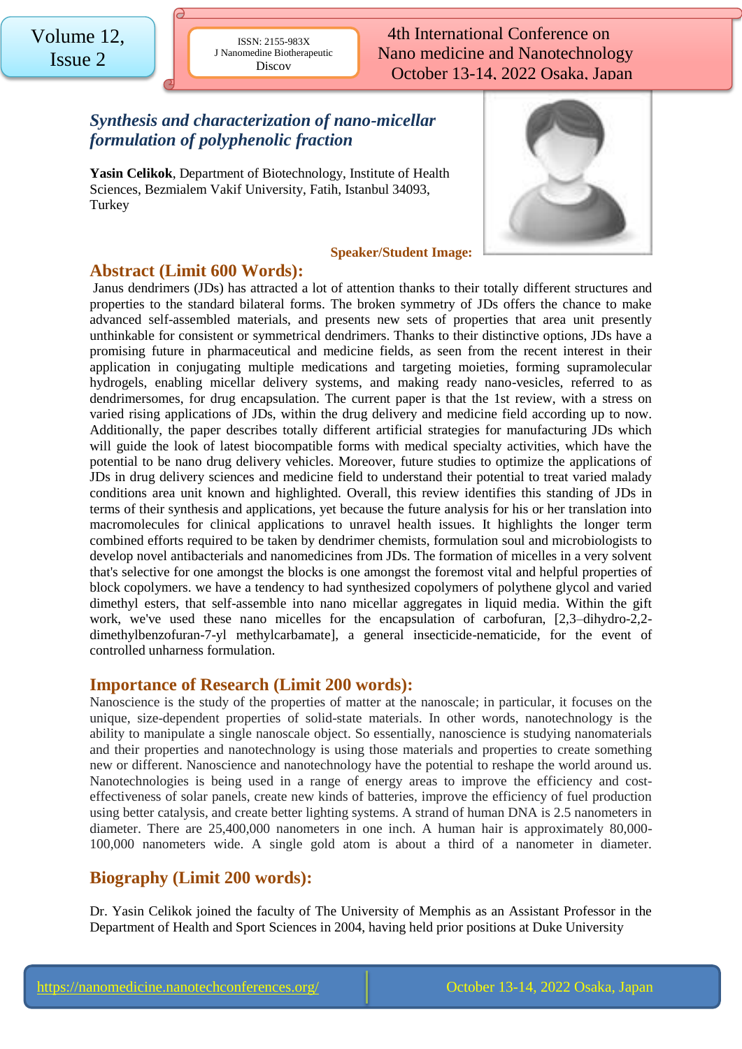# *Synthesis and characterization of nano-micellar formulation of polyphenolic fraction*

**Yasin Celikok**, Department of Biotechnology, Institute of Health Sciences, Bezmialem Vakif University, Fatih, Istanbul 34093, Turkey

**Speaker/Student Image:**

## Abstract (Limit 600 Words):

Janus dendrimers (JDs) has attracted a lot of attention thanks to their totally different structures and properties to the standard bilateral forms. The broken symmetry of JDs offers the chance to make advanced self-assembled materials, and presents new sets of properties that area unit presently unthinkable for consistent or symmetrical dendrimers. Thanks to their distinctive options, JDs have a promising future in pharmaceutical and medicine fields, as seen from the recent interest in their application in conjugating multiple medications and targeting moieties, forming supramolecular hydrogels, enabling micellar delivery systems, and making ready nano-vesicles, referred to as dendrimersomes, for drug encapsulation. The current paper is that the 1st review, with a stress on varied rising applications of JDs, within the drug delivery and medicine field according up to now. Additionally, the paper describes totally different artificial strategies for manufacturing JDs which will guide the look of latest biocompatible forms with medical specialty activities, which have the potential to be nano drug delivery vehicles. Moreover, future studies to optimize the applications of JDs in drug delivery sciences and medicine field to understand their potential to treat varied malady conditions area unit known and highlighted. Overall, this review identifies this standing of JDs in terms of their synthesis and applications, yet because the future analysis for his or her translation into macromolecules for clinical applications to unravel health issues. It highlights the longer term combined efforts required to be taken by dendrimer chemists, formulation soul and microbiologists to develop novel antibacterials and nanomedicines from JDs. The formation of micelles in a very solvent that's selective for one amongst the blocks is one amongst the foremost vital and helpful properties of block copolymers. we have a tendency to had synthesized copolymers of polythene glycol and varied dimethyl esters, that self-assemble into nano micellar aggregates in liquid media. Within the gift work, we've used these nano micelles for the encapsulation of carbofuran, [2,3–dihydro-2,2-dimethylbenzofuran-7-yl methylcarbamate], a general insecticide-nematicide, for the event of controlled unharness formulation.

## Importance of Research (Limit 200 words):

Nanoscience is the study of the properties of matter at the nanoscale; in particular, it focuses on the unique, size-dependent properties of solid-state materials. In other words, nanotechnology is the ability to manipulate a single nanoscale object. So essentially, nanoscience is studying nanomaterials and their properties and nanotechnology is using those materials and properties to create something new or different. Nanoscience and nanotechnology have the potential to reshape the world around us. Nanotechnologies is being used in a range of energy areas to improve the efficiency and cost-effectiveness of solar panels, create new kinds of batteries, improve the efficiency of fuel production using better catalysis, and create better lighting systems. A strand of human DNA is 2.5 nanometers in diameter. There are 25,400,000 nanometers in one inch. A human hair is approximately 80,000-100,000 nanometers wide. A single gold atom is about a third of a nanometer in diameter.

## Biography (Limit 200 words):

Dr. Yasin Celikok joined the faculty of The University of Memphis as an Assistant Professor in the Department of Health and Sport Sciences in 2004, having held prior positions at Duke University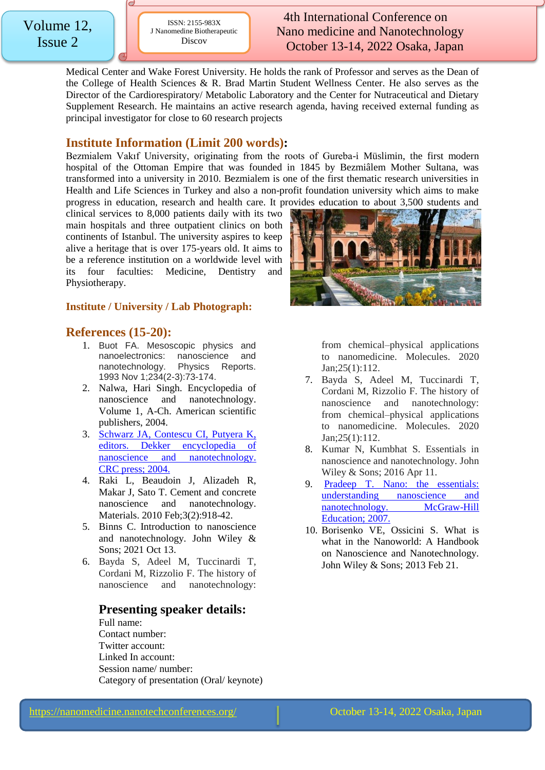Medical Center and Wake Forest University. He holds the rank of Professor and serves as the Dean of the College of Health Sciences & R. Brad Martin Student Wellness Center. He also serves as the Director of the Cardiorespiratory/ Metabolic Laboratory and the Center for Nutraceutical and Dietary Supplement Research. He maintains an active research agenda, having received external funding as principal investigator for close to 60 research projects

## Institute Information (Limit 200 words):

Bezmialem Vakıf University, originating from the roots of Gureba-i Müslimin, the first modern hospital of the Ottoman Empire that was founded in 1845 by Bezmiâlem Mother Sultana, was transformed into a university in 2010. Bezmialem is one of the first thematic research universities in Health and Life Sciences in Turkey and also a non-profit foundation university which aims to make progress in education, research and health care. It provides education to about 3,500 students and clinical services to 8,000 patients daily with its two main hospitals and three outpatient clinics on both continents of Istanbul. The university aspires to keep alive a heritage that is over 175-years old. It aims to be a reference institution on a worldwide level with its four faculties: Medicine, Dentistry and Physiotherapy.

### Institute / University / Lab Photograph:

## References (15-20):

1. Buot FA. Mesoscopic physics and nanoelectronics: nanoscience and nanotechnology. Physics Reports. 1993 Nov 1;234(2-3):73-174.
2. Nalwa, Hari Singh. Encyclopedia of nanoscience and nanotechnology. Volume 1, A-Ch. American scientific publishers, 2004.
3. Schwarz JA, Contescu CI, Putyera K, editors. Dekker encyclopedia of nanoscience and nanotechnology. CRC press; 2004.
4. Raki L, Beaudoin J, Alizadeh R, Makar J, Sato T. Cement and concrete nanoscience and nanotechnology. Materials. 2010 Feb;3(2):918-42.
5. Binns C. Introduction to nanoscience and nanotechnology. John Wiley & Sons; 2021 Oct 13.
6. Bayda S, Adeel M, Tuccinardi T, Cordani M, Rizzolio F. The history of nanoscience and nanotechnology: from chemical–physical applications to nanomedicine. Molecules. 2020 Jan;25(1):112.
7. Bayda S, Adeel M, Tuccinardi T, Cordani M, Rizzolio F. The history of nanoscience and nanotechnology: from chemical–physical applications to nanomedicine. Molecules. 2020 Jan;25(1):112.
8. Kumar N, Kumbhat S. Essentials in nanoscience and nanotechnology. John Wiley & Sons; 2016 Apr 11.
9. Pradeep T. Nano: the essentials: understanding nanoscience and nanotechnology. McGraw-Hill Education; 2007.
10. Borisenko VE, Ossicini S. What is what in the Nanoworld: A Handbook on Nanoscience and Nanotechnology. John Wiley & Sons; 2013 Feb 21.

## Presenting speaker details:

Full name:
Contact number:
Twitter account:
Linked In account:
Session name/ number:
Category of presentation (Oral/ keynote)